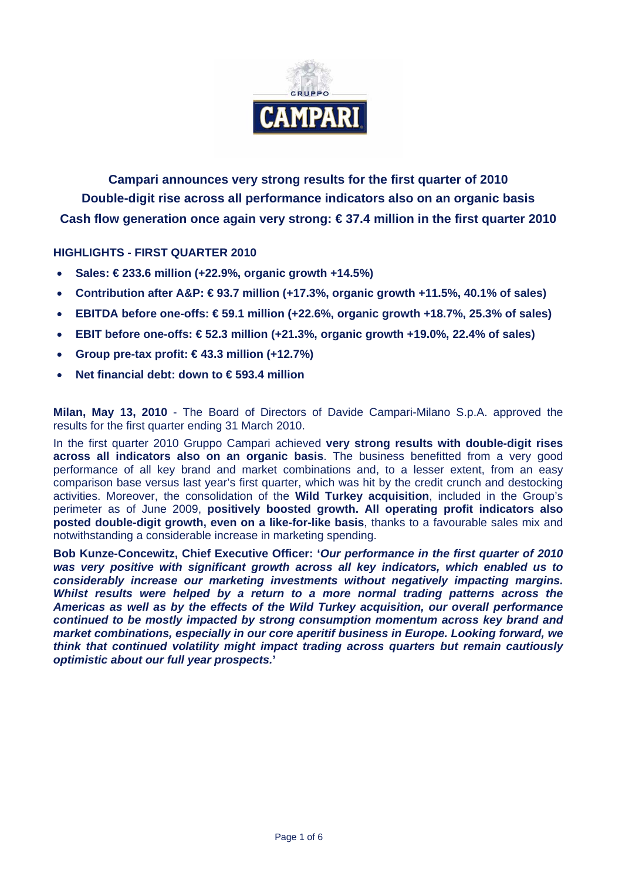**Campari announces very strong results for the first quarter of 2010**

**Double-digit rise across all performance indicators also on an organic basis**

**Cash flow generation once again very strong: € 37.4 million in the first quarter 2010**

**HIGHLIGHTS - FIRST QUARTER 2010**

- **Sales: € 233.6 million (+22.9%, organic growth +14.5%)**
- **Contribution after A&P: € 93.7 million (+17.3%, organic growth +11.5%, 40.1% of sales)**
- **EBITDA before one-offs: € 59.1 million (+22.6%, organic growth +18.7%, 25.3% of sales)**
- **EBIT before one-offs: € 52.3 million (+21.3%, organic growth +19.0%, 22.4% of sales)**
- **Group pre-tax profit: € 43.3 million (+12.7%)**
- **Net financial debt: down to € 593.4 million**

**Milan, May 13, 2010** - The Board of Directors of Davide Campari-Milano S.p.A. approved the results for the first quarter ending 31 March 2010.

In the first quarter 2010 Gruppo Campari achieved **very strong results with double-digit rises across all indicators also on an organic basis**. The business benefitted from a very good performance of all key brand and market combinations and, to a lesser extent, from an easy comparison base versus last year's first quarter, which was hit by the credit crunch and destocking activities. Moreover, the consolidation of the **Wild Turkey acquisition**, included in the Group's perimeter as of June 2009, **positively boosted growth. All operating profit indicators also posted double-digit growth, even on a like-for-like basis**, thanks to a favourable sales mix and notwithstanding a considerable increase in marketing spending.

**Bob Kunze-Concewitz, Chief Executive Officer: '*Our performance in the first quarter of 2010 was very positive with significant growth across all key indicators, which enabled us to considerably increase our marketing investments without negatively impacting margins. Whilst results were helped by a return to a more normal trading patterns across the Americas as well as by the effects of the Wild Turkey acquisition, our overall performance continued to be mostly impacted by strong consumption momentum across key brand and market combinations, especially in our core aperitif business in Europe. Looking forward, we think that continued volatility might impact trading across quarters but remain cautiously optimistic about our full year prospects.*'**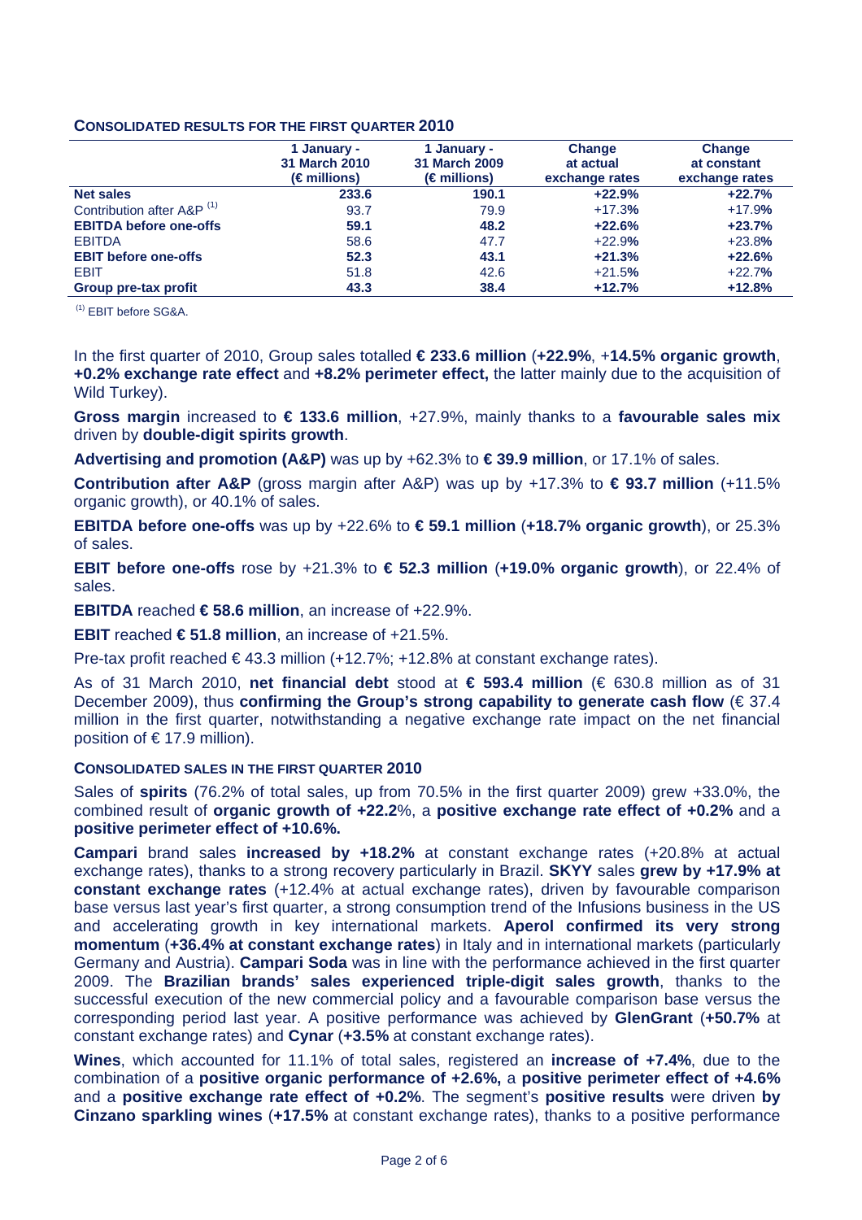### CONSOLIDATED RESULTS FOR THE FIRST QUARTER 2010

| | 1 January - 31 March 2010 (€ millions) | 1 January - 31 March 2009 (€ millions) | Change at actual exchange rates | Change at constant exchange rates |
|---|---|---|---|---|
| **Net sales** | **233.6** | **190.1** | **+22.9%** | **+22.7%** |
| Contribution after A&P [(1)] | 93.7 | 79.9 | +17.3% | +17.9% |
| **EBITDA before one-offs** | **59.1** | **48.2** | **+22.6%** | **+23.7%** |
| EBITDA | 58.6 | 47.7 | +22.9% | +23.8% |
| **EBIT before one-offs** | **52.3** | **43.1** | **+21.3%** | **+22.6%** |
| EBIT | 51.8 | 42.6 | +21.5% | +22.7% |
| **Group pre-tax profit** | **43.3** | **38.4** | **+12.7%** | **+12.8%** |

[(1)] EBIT before SG&A.

In the first quarter of 2010, Group sales totalled **€ 233.6 million** (**+22.9%**, +**14.5% organic growth**, **+0.2% exchange rate effect** and **+8.2% perimeter effect,** the latter mainly due to the acquisition of Wild Turkey).

**Gross margin** increased to **€ 133.6 million**, +27.9%, mainly thanks to a **favourable sales mix** driven by **double-digit spirits growth**.

**Advertising and promotion (A&P)** was up by +62.3% to **€ 39.9 million**, or 17.1% of sales.

**Contribution after A&P** (gross margin after A&P) was up by +17.3% to **€ 93.7 million** (+11.5% organic growth), or 40.1% of sales.

**EBITDA before one-offs** was up by +22.6% to **€ 59.1 million** (**+18.7% organic growth**), or 25.3% of sales.

**EBIT before one-offs** rose by +21.3% to **€ 52.3 million** (**+19.0% organic growth**), or 22.4% of sales.

**EBITDA** reached **€ 58.6 million**, an increase of +22.9%.

**EBIT** reached **€ 51.8 million**, an increase of +21.5%.

Pre-tax profit reached € 43.3 million (+12.7%; +12.8% at constant exchange rates).

As of 31 March 2010, **net financial debt** stood at **€ 593.4 million** (€ 630.8 million as of 31 December 2009), thus **confirming the Group's strong capability to generate cash flow** (€ 37.4 million in the first quarter, notwithstanding a negative exchange rate impact on the net financial position of € 17.9 million).

### CONSOLIDATED SALES IN THE FIRST QUARTER 2010

Sales of **spirits** (76.2% of total sales, up from 70.5% in the first quarter 2009) grew +33.0%, the combined result of **organic growth of +22.2**%, a **positive exchange rate effect of +0.2%** and a **positive perimeter effect of +10.6%.**

**Campari** brand sales **increased by +18.2%** at constant exchange rates (+20.8% at actual exchange rates), thanks to a strong recovery particularly in Brazil. **SKYY** sales **grew by +17.9% at constant exchange rates** (+12.4% at actual exchange rates), driven by favourable comparison base versus last year's first quarter, a strong consumption trend of the Infusions business in the US and accelerating growth in key international markets. **Aperol confirmed its very strong momentum** (**+36.4% at constant exchange rates**) in Italy and in international markets (particularly Germany and Austria). **Campari Soda** was in line with the performance achieved in the first quarter 2009. The **Brazilian brands' sales experienced triple-digit sales growth**, thanks to the successful execution of the new commercial policy and a favourable comparison base versus the corresponding period last year. A positive performance was achieved by **GlenGrant** (**+50.7%** at constant exchange rates) and **Cynar** (**+3.5%** at constant exchange rates).

**Wines**, which accounted for 11.1% of total sales, registered an **increase of +7.4%**, due to the combination of a **positive organic performance of +2.6%,** a **positive perimeter effect of +4.6%** and a **positive exchange rate effect of +0.2%**. The segment's **positive results** were driven **by Cinzano sparkling wines** (**+17.5%** at constant exchange rates), thanks to a positive performance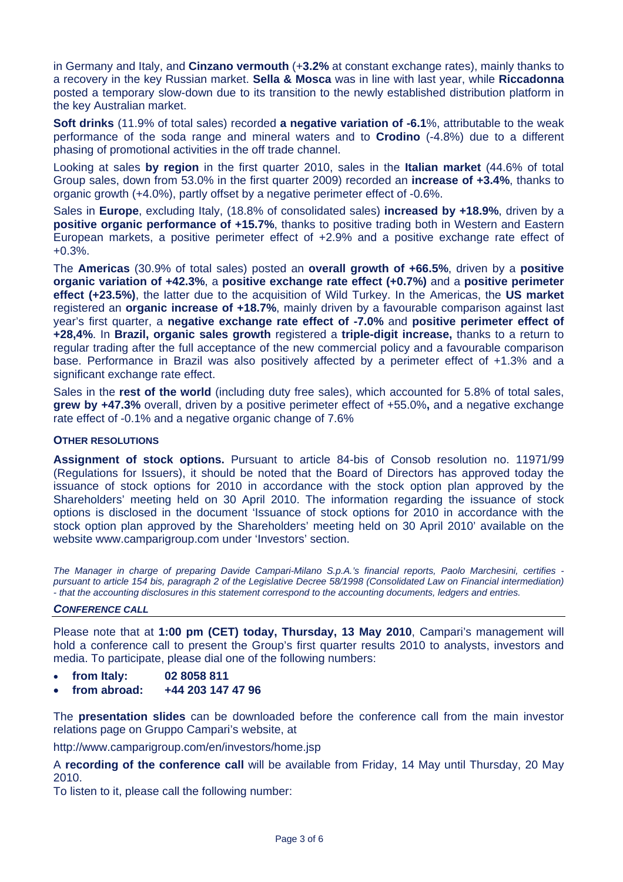in Germany and Italy, and **Cinzano vermouth** (+**3.2%** at constant exchange rates), mainly thanks to a recovery in the key Russian market. **Sella & Mosca** was in line with last year, while **Riccadonna** posted a temporary slow-down due to its transition to the newly established distribution platform in the key Australian market.

**Soft drinks** (11.9% of total sales) recorded **a negative variation of -6.1**%, attributable to the weak performance of the soda range and mineral waters and to **Crodino** (-4.8%) due to a different phasing of promotional activities in the off trade channel.

Looking at sales **by region** in the first quarter 2010, sales in the **Italian market** (44.6% of total Group sales, down from 53.0% in the first quarter 2009) recorded an **increase of +3.4%**, thanks to organic growth (+4.0%), partly offset by a negative perimeter effect of -0.6%.

Sales in **Europe**, excluding Italy, (18.8% of consolidated sales) **increased by +18.9%**, driven by a **positive organic performance of +15.7%**, thanks to positive trading both in Western and Eastern European markets, a positive perimeter effect of +2.9% and a positive exchange rate effect of +0.3%.

The **Americas** (30.9% of total sales) posted an **overall growth of +66.5%**, driven by a **positive organic variation of +42.3%**, a **positive exchange rate effect (+0.7%)** and a **positive perimeter effect (+23.5%)**, the latter due to the acquisition of Wild Turkey. In the Americas, the **US market** registered an **organic increase of +18.7%**, mainly driven by a favourable comparison against last year's first quarter, a **negative exchange rate effect of -7.0%** and **positive perimeter effect of +28,4%**. In **Brazil, organic sales growth** registered a **triple-digit increase,** thanks to a return to regular trading after the full acceptance of the new commercial policy and a favourable comparison base. Performance in Brazil was also positively affected by a perimeter effect of +1.3% and a significant exchange rate effect.

Sales in the **rest of the world** (including duty free sales), which accounted for 5.8% of total sales, **grew by +47.3%** overall, driven by a positive perimeter effect of +55.0%**,** and a negative exchange rate effect of -0.1% and a negative organic change of 7.6%

### OTHER RESOLUTIONS

**Assignment of stock options.** Pursuant to article 84-bis of Consob resolution no. 11971/99 (Regulations for Issuers), it should be noted that the Board of Directors has approved today the issuance of stock options for 2010 in accordance with the stock option plan approved by the Shareholders' meeting held on 30 April 2010. The information regarding the issuance of stock options is disclosed in the document 'Issuance of stock options for 2010 in accordance with the stock option plan approved by the Shareholders' meeting held on 30 April 2010' available on the website www.camparigroup.com under 'Investors' section.

*The Manager in charge of preparing Davide Campari-Milano S.p.A.'s financial reports, Paolo Marchesini, certifies - pursuant to article 154 bis, paragraph 2 of the Legislative Decree 58/1998 (Consolidated Law on Financial intermediation) - that the accounting disclosures in this statement correspond to the accounting documents, ledgers and entries.*

### *CONFERENCE CALL*

Please note that at **1:00 pm (CET) today, Thursday, 13 May 2010**, Campari's management will hold a conference call to present the Group's first quarter results 2010 to analysts, investors and media. To participate, please dial one of the following numbers:

- **from Italy: 02 8058 811**
- **from abroad: +44 203 147 47 96**

The **presentation slides** can be downloaded before the conference call from the main investor relations page on Gruppo Campari's website, at

http://www.camparigroup.com/en/investors/home.jsp

A **recording of the conference call** will be available from Friday, 14 May until Thursday, 20 May 2010.

To listen to it, please call the following number: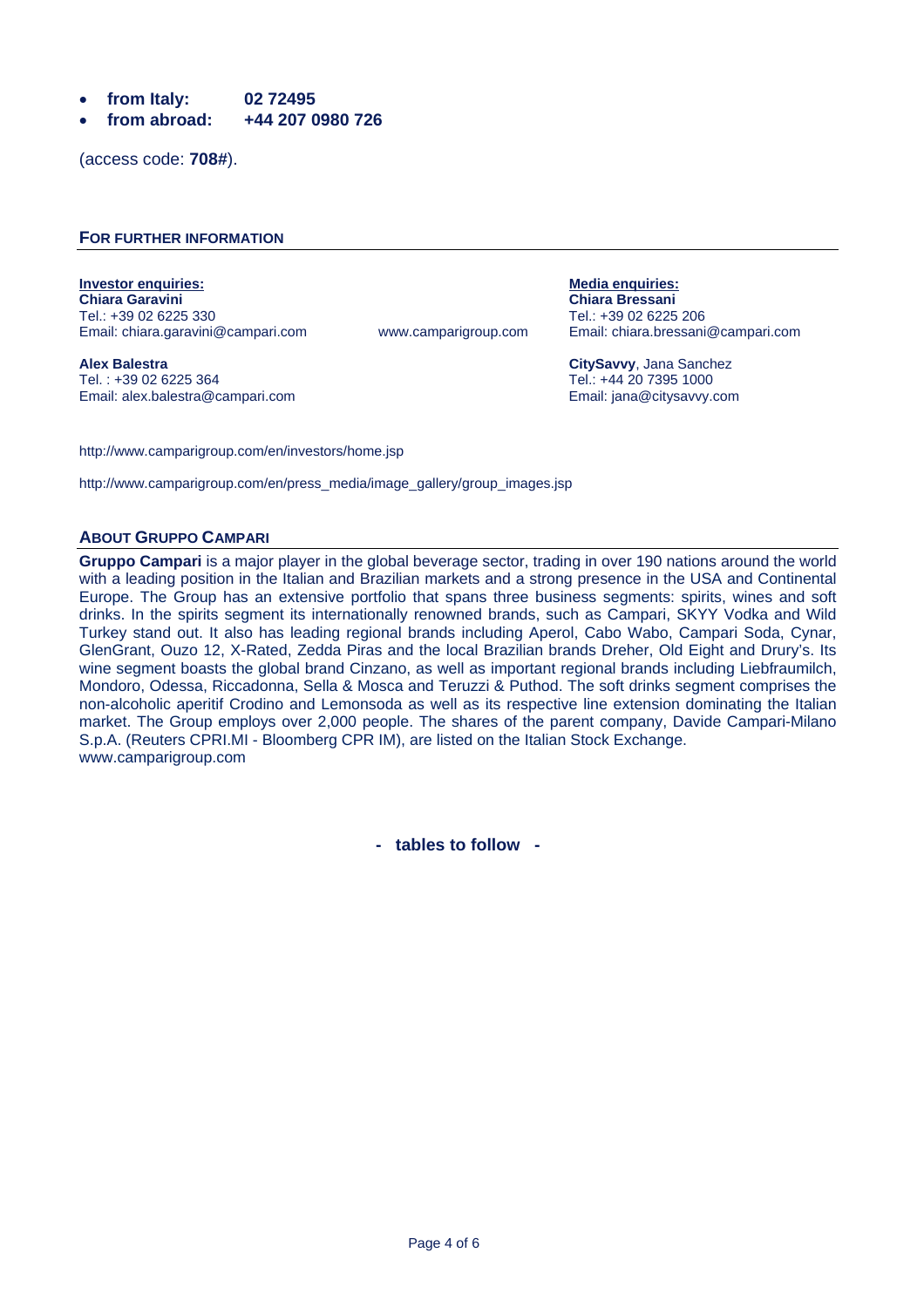- **from Italy: 02 72495**
- **from abroad: +44 207 0980 726**

(access code: **708#**).

## FOR FURTHER INFORMATION

**Investor enquiries:**
**Chiara Garavini**
Tel.: +39 02 6225 330
Email: chiara.garavini@campari.com

**Alex Balestra**
Tel. : +39 02 6225 364
Email: alex.balestra@campari.com

www.camparigroup.com

**Media enquiries:**
**Chiara Bressani**
Tel.: +39 02 6225 206
Email: chiara.bressani@campari.com

**CitySavvy**, Jana Sanchez
Tel.: +44 20 7395 1000
Email: jana@citysavvy.com

http://www.camparigroup.com/en/investors/home.jsp

http://www.camparigroup.com/en/press_media/image_gallery/group_images.jsp

## ABOUT GRUPPO CAMPARI

**Gruppo Campari** is a major player in the global beverage sector, trading in over 190 nations around the world with a leading position in the Italian and Brazilian markets and a strong presence in the USA and Continental Europe. The Group has an extensive portfolio that spans three business segments: spirits, wines and soft drinks. In the spirits segment its internationally renowned brands, such as Campari, SKYY Vodka and Wild Turkey stand out. It also has leading regional brands including Aperol, Cabo Wabo, Campari Soda, Cynar, GlenGrant, Ouzo 12, X-Rated, Zedda Piras and the local Brazilian brands Dreher, Old Eight and Drury's. Its wine segment boasts the global brand Cinzano, as well as important regional brands including Liebfraumilch, Mondoro, Odessa, Riccadonna, Sella & Mosca and Teruzzi & Puthod. The soft drinks segment comprises the non-alcoholic aperitif Crodino and Lemonsoda as well as its respective line extension dominating the Italian market. The Group employs over 2,000 people. The shares of the parent company, Davide Campari-Milano S.p.A. (Reuters CPRI.MI - Bloomberg CPR IM), are listed on the Italian Stock Exchange.
www.camparigroup.com

**- tables to follow -**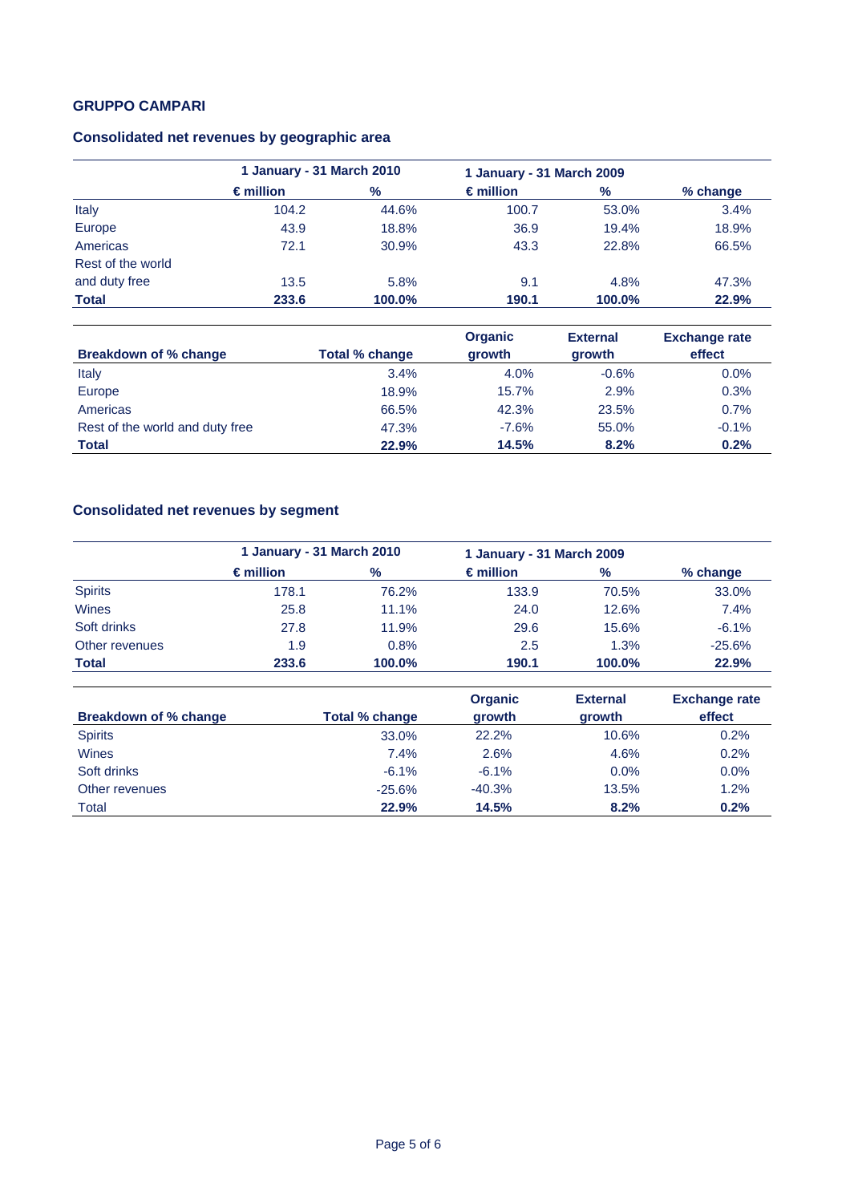**GRUPPO CAMPARI**

## Consolidated net revenues by geographic area

| | 1 January - 31 March 2010 | | 1 January - 31 March 2009 | | |
|---|---|---|---|---|---|
| | € million | % | € million | % | % change |
| Italy | 104.2 | 44.6% | 100.7 | 53.0% | 3.4% |
| Europe | 43.9 | 18.8% | 36.9 | 19.4% | 18.9% |
| Americas | 72.1 | 30.9% | 43.3 | 22.8% | 66.5% |
| Rest of the world and duty free | 13.5 | 5.8% | 9.1 | 4.8% | 47.3% |
| **Total** | **233.6** | **100.0%** | **190.1** | **100.0%** | **22.9%** |

| Breakdown of % change | Total % change | Organic growth | External growth | Exchange rate effect |
|---|---|---|---|---|
| Italy | 3.4% | 4.0% | -0.6% | 0.0% |
| Europe | 18.9% | 15.7% | 2.9% | 0.3% |
| Americas | 66.5% | 42.3% | 23.5% | 0.7% |
| Rest of the world and duty free | 47.3% | -7.6% | 55.0% | -0.1% |
| **Total** | **22.9%** | **14.5%** | **8.2%** | **0.2%** |

## Consolidated net revenues by segment

| | 1 January - 31 March 2010 | | 1 January - 31 March 2009 | | |
|---|---|---|---|---|---|
| | € million | % | € million | % | % change |
| Spirits | 178.1 | 76.2% | 133.9 | 70.5% | 33.0% |
| Wines | 25.8 | 11.1% | 24.0 | 12.6% | 7.4% |
| Soft drinks | 27.8 | 11.9% | 29.6 | 15.6% | -6.1% |
| Other revenues | 1.9 | 0.8% | 2.5 | 1.3% | -25.6% |
| **Total** | **233.6** | **100.0%** | **190.1** | **100.0%** | **22.9%** |

| Breakdown of % change | Total % change | Organic growth | External growth | Exchange rate effect |
|---|---|---|---|---|
| Spirits | 33.0% | 22.2% | 10.6% | 0.2% |
| Wines | 7.4% | 2.6% | 4.6% | 0.2% |
| Soft drinks | -6.1% | -6.1% | 0.0% | 0.0% |
| Other revenues | -25.6% | -40.3% | 13.5% | 1.2% |
| Total | **22.9%** | **14.5%** | **8.2%** | **0.2%** |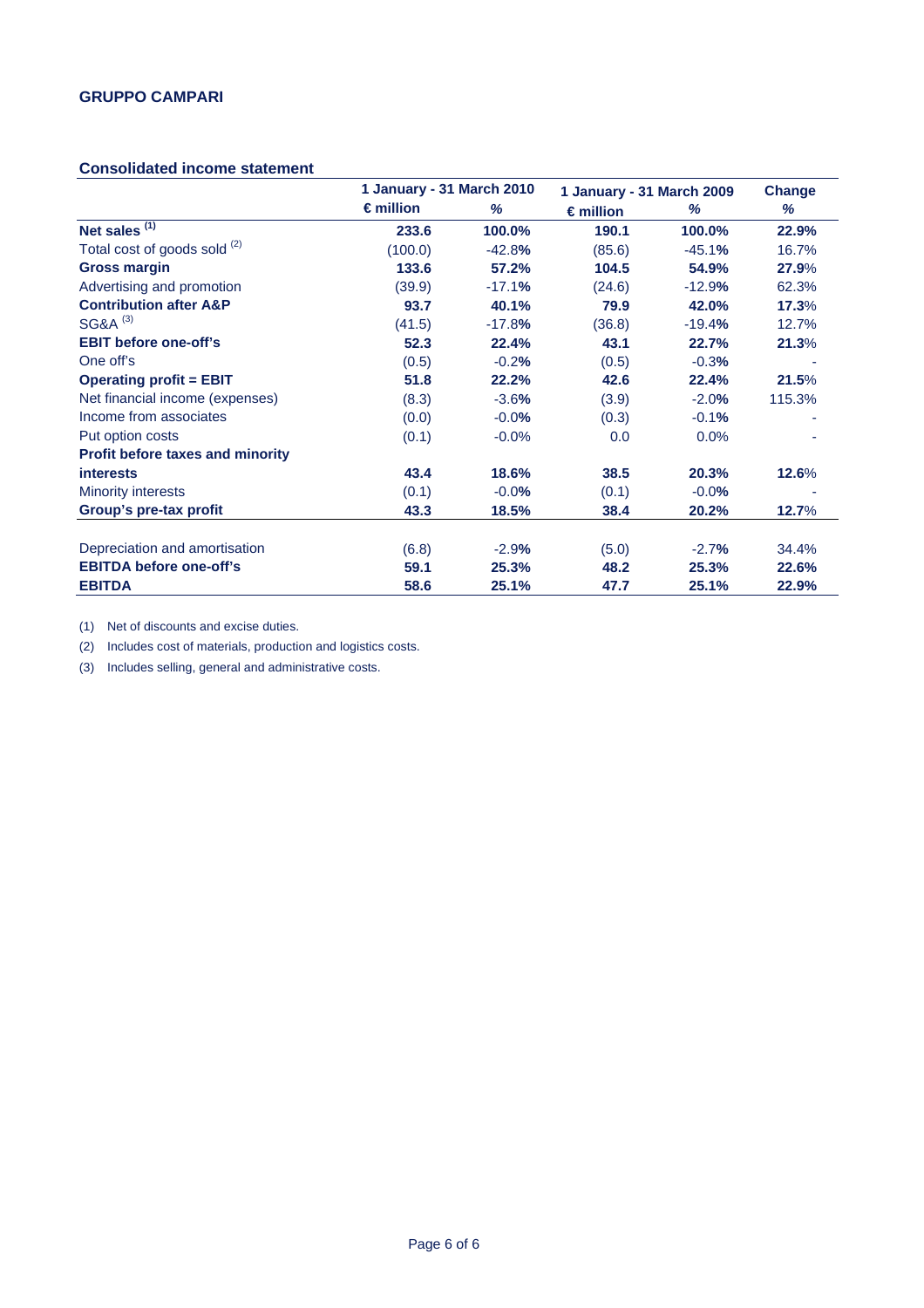**GRUPPO CAMPARI**

**Consolidated income statement**

| | 1 January - 31 March 2010 | | 1 January - 31 March 2009 | | Change |
|---|---|---|---|---|---|
| | € million | % | € million | % | % |
| **Net sales** [(1)] | **233.6** | **100.0%** | **190.1** | **100.0%** | **22.9%** |
| Total cost of goods sold [(2)] | (100.0) | -42.8% | (85.6) | -45.1% | 16.7% |
| **Gross margin** | **133.6** | **57.2%** | **104.5** | **54.9%** | **27.9%** |
| Advertising and promotion | (39.9) | -17.1% | (24.6) | -12.9% | 62.3% |
| **Contribution after A&P** | **93.7** | **40.1%** | **79.9** | **42.0%** | **17.3%** |
| SG&A [(3)] | (41.5) | -17.8% | (36.8) | -19.4% | 12.7% |
| **EBIT before one-off's** | **52.3** | **22.4%** | **43.1** | **22.7%** | **21.3%** |
| One off's | (0.5) | -0.2% | (0.5) | -0.3% | - |
| **Operating profit = EBIT** | **51.8** | **22.2%** | **42.6** | **22.4%** | **21.5%** |
| Net financial income (expenses) | (8.3) | -3.6% | (3.9) | -2.0% | 115.3% |
| Income from associates | (0.0) | -0.0% | (0.3) | -0.1% | - |
| Put option costs | (0.1) | -0.0% | 0.0 | 0.0% | - |
| **Profit before taxes and minority interests** | **43.4** | **18.6%** | **38.5** | **20.3%** | **12.6%** |
| Minority interests | (0.1) | -0.0% | (0.1) | -0.0% | - |
| **Group's pre-tax profit** | **43.3** | **18.5%** | **38.4** | **20.2%** | **12.7%** |
| | | | | | |
| Depreciation and amortisation | (6.8) | -2.9% | (5.0) | -2.7% | 34.4% |
| **EBITDA before one-off's** | **59.1** | **25.3%** | **48.2** | **25.3%** | **22.6%** |
| **EBITDA** | **58.6** | **25.1%** | **47.7** | **25.1%** | **22.9%** |

(1) Net of discounts and excise duties.

(2) Includes cost of materials, production and logistics costs.

(3) Includes selling, general and administrative costs.